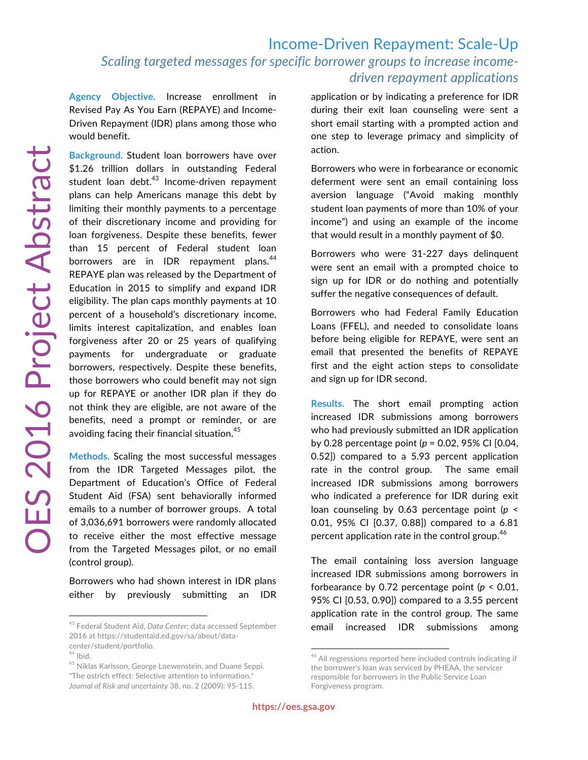# Income-Driven Repayment: Scale-Up

## *Scaling targeted messages for specific borrower groups to increase income-driven repayment applications*

OES 2016 Project Abstract

**Agency Objective.** Increase enrollment in Revised Pay As You Earn (REPAYE) and Income-Driven Repayment (IDR) plans among those who would benefit.

**Background.** Student loan borrowers have over $1.26 trillion dollars in outstanding Federal student loan debt.[43] Income-driven repayment plans can help Americans manage this debt by limiting their monthly payments to a percentage of their discretionary income and providing for loan forgiveness. Despite these benefits, fewer than 15 percent of Federal student loan borrowers are in IDR repayment plans.[44] REPAYE plan was released by the Department of Education in 2015 to simplify and expand IDR eligibility. The plan caps monthly payments at 10 percent of a household's discretionary income, limits interest capitalization, and enables loan forgiveness after 20 or 25 years of qualifying payments for undergraduate or graduate borrowers, respectively. Despite these benefits, those borrowers who could benefit may not sign up for REPAYE or another IDR plan if they do not think they are eligible, are not aware of the benefits, need a prompt or reminder, or are avoiding facing their financial situation.[45]

**Methods.** Scaling the most successful messages from the IDR Targeted Messages pilot, the Department of Education's Office of Federal Student Aid (FSA) sent behaviorally informed emails to a number of borrower groups. A total of 3,036,691 borrowers were randomly allocated to receive either the most effective message from the Targeted Messages pilot, or no email (control group).

Borrowers who had shown interest in IDR plans either by previously submitting an IDR application or by indicating a preference for IDR during their exit loan counseling were sent a short email starting with a prompted action and one step to leverage primacy and simplicity of action.

Borrowers who were in forbearance or economic deferment were sent an email containing loss aversion language ("Avoid making monthly student loan payments of more than 10% of your income") and using an example of the income that would result in a monthly payment of $0.

Borrowers who were 31-227 days delinquent were sent an email with a prompted choice to sign up for IDR or do nothing and potentially suffer the negative consequences of default.

Borrowers who had Federal Family Education Loans (FFEL), and needed to consolidate loans before being eligible for REPAYE, were sent an email that presented the benefits of REPAYE first and the eight action steps to consolidate and sign up for IDR second.

**Results.** The short email prompting action increased IDR submissions among borrowers who had previously submitted an IDR application by 0.28 percentage point ($p$ = 0.02, 95% CI [0.04, 0.52]) compared to a 5.93 percent application rate in the control group. The same email increased IDR submissions among borrowers who indicated a preference for IDR during exit loan counseling by 0.63 percentage point ($p < 0.01$, 95% CI [0.37, 0.88]) compared to a 6.81 percent application rate in the control group.[46]

The email containing loss aversion language increased IDR submissions among borrowers in forbearance by 0.72 percentage point ($p < 0.01$, 95% CI [0.53, 0.90]) compared to a 3.55 percent application rate in the control group. The same email increased IDR submissions among

---

[43] Federal Student Aid, *Data Center*; data accessed September 2016 at https://studentaid.ed.gov/sa/about/data-center/student/portfolio.

[44] Ibid.

[45] Niklas Karlsson, George Loewenstein, and Duane Seppi. "The ostrich effect: Selective attention to information." *Journal of Risk and uncertainty* 38, no. 2 (2009): 95-115.

[46] All regressions reported here included controls indicating if the borrower's loan was serviced by PHEAA, the servicer responsible for borrowers in the Public Service Loan Forgiveness program.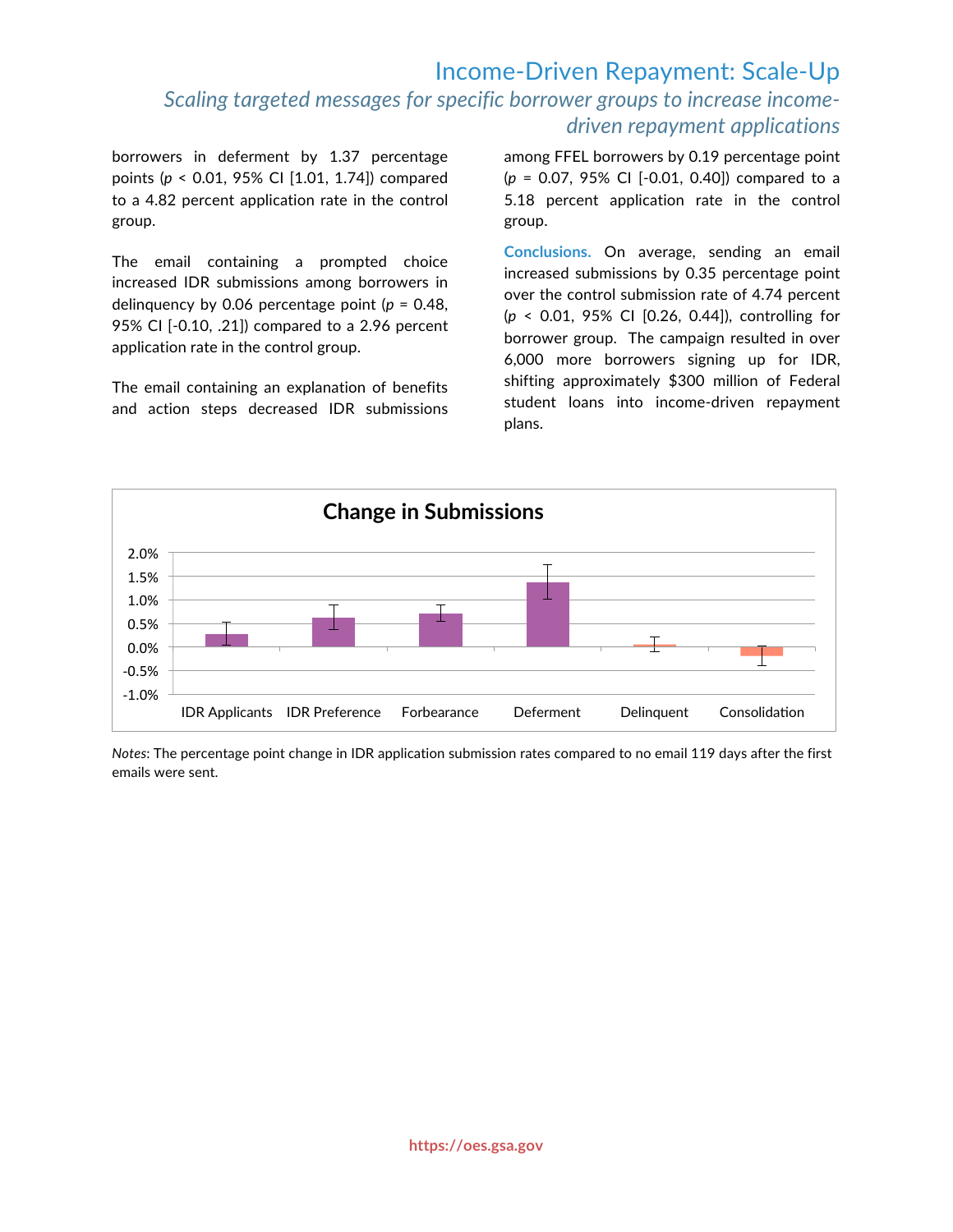# Income-Driven Repayment: Scale-Up

*Scaling targeted messages for specific borrower groups to increase income-driven repayment applications*

borrowers in deferment by 1.37 percentage points ($p < 0.01$, 95% CI [1.01, 1.74]) compared to a 4.82 percent application rate in the control group.

The email containing a prompted choice increased IDR submissions among borrowers in delinquency by 0.06 percentage point ($p = 0.48$, 95% CI [-0.10, .21]) compared to a 2.96 percent application rate in the control group.

The email containing an explanation of benefits and action steps decreased IDR submissions among FFEL borrowers by 0.19 percentage point ($p = 0.07$, 95% CI [-0.01, 0.40]) compared to a 5.18 percent application rate in the control group.

**Conclusions.** On average, sending an email increased submissions by 0.35 percentage point over the control submission rate of 4.74 percent ($p < 0.01$, 95% CI [0.26, 0.44]), controlling for borrower group. The campaign resulted in over 6,000 more borrowers signing up for IDR, shifting approximately $300 million of Federal student loans into income-driven repayment plans.

**Change in Submissions**

2.0%
1.5%
1.0%
0.5%
0.0%
-0.5%
-1.0%

IDR Applicants
IDR Preference
Forbearance
Deferment
Delinquent
Consolidation

*Notes*: The percentage point change in IDR application submission rates compared to no email 119 days after the first emails were sent.